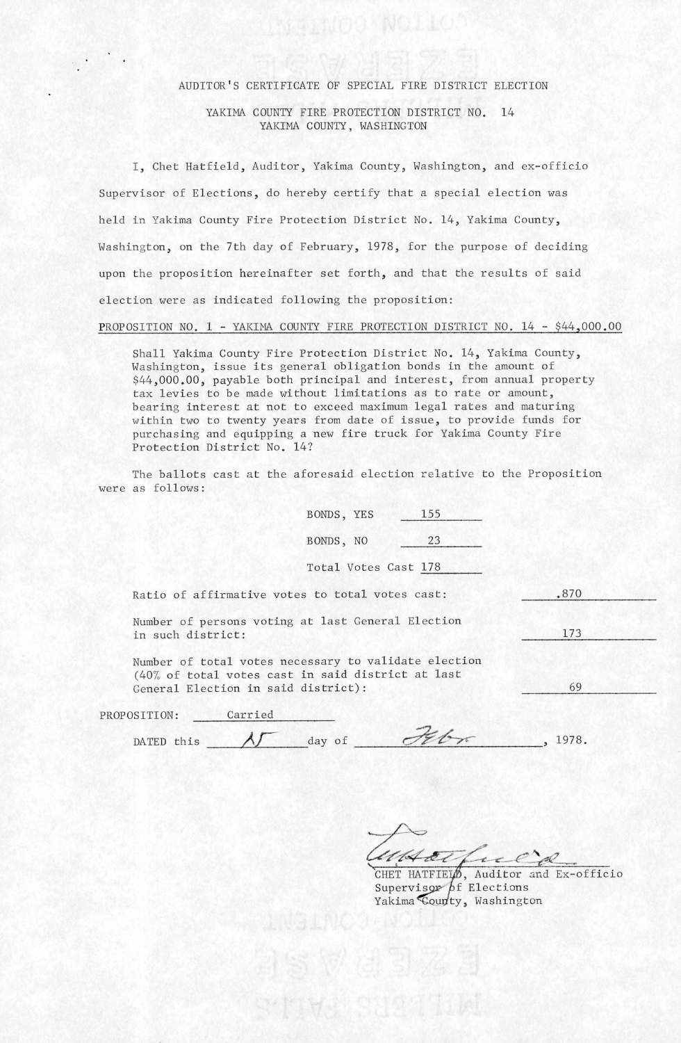# AUDITOR'S CERTIFICATE OF SPECIAL FIRE DISTRICT ELECTION

## YAKIMA COUNTY FIRE PROTECTION DISTRICT NO. 14
## YAKIMA COUNTY, WASHINGTON

I, Chet Hatfield, Auditor, Yakima County, Washington, and ex-officio Supervisor of Elections, do hereby certify that a special election was held in Yakima County Fire Protection District No. 14, Yakima County, Washington, on the 7th day of February, 1978, for the purpose of deciding upon the proposition hereinafter set forth, and that the results of said election were as indicated following the proposition:

PROPOSITION NO. 1 - YAKIMA COUNTY FIRE PROTECTION DISTRICT NO. 14 - $44,000.00

Shall Yakima County Fire Protection District No. 14, Yakima County, Washington, issue its general obligation bonds in the amount of $44,000.00, payable both principal and interest, from annual property tax levies to be made without limitations as to rate or amount, bearing interest at not to exceed maximum legal rates and maturing within two to twenty years from date of issue, to provide funds for purchasing and equipping a new fire truck for Yakima County Fire Protection District No. 14?

The ballots cast at the aforesaid election relative to the Proposition were as follows:

BONDS, YES 155

BONDS, NO 23

Total Votes Cast 178

Ratio of affirmative votes to total votes cast: .870

Number of persons voting at last General Election in such district: 173

Number of total votes necessary to validate election (40% of total votes cast in said district at last General Election in said district): 69

PROPOSITION: Carried

DATED this 15 day of Febr, 1978.

CHET HATFIELD, Auditor and Ex-officio Supervisor of Elections
Yakima County, Washington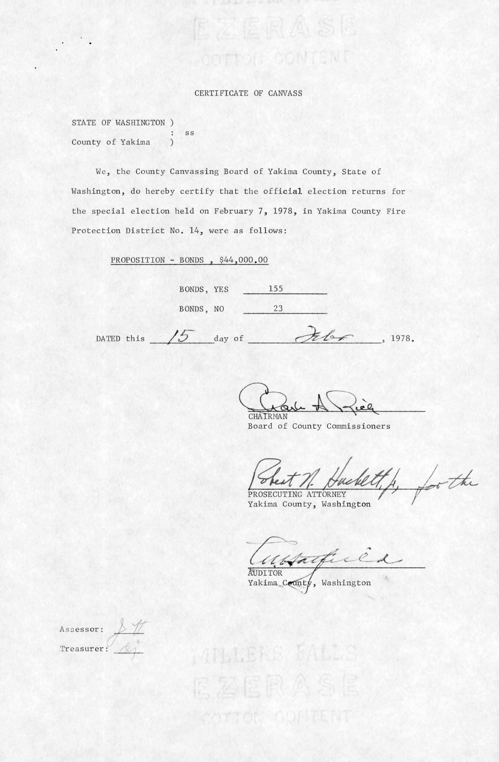# CERTIFICATE OF CANVASS

STATE OF WASHINGTON )
: ss
County of Yakima )

We, the County Canvassing Board of Yakima County, State of Washington, do hereby certify that the official election returns for the special election held on February 7, 1978, in Yakima County Fire Protection District No. 14, were as follows:

PROPOSITION - BONDS , $44,000.00

| | |
|---|---|
| BONDS, YES | 155 |
| BONDS, NO | 23 |

DATED this 15 day of Febr, 1978.

Clark A. Rich
CHAIRMAN
Board of County Commissioners

Robert N. Hackett, Jr., for the
PROSECUTING ATTORNEY
Yakima County, Washington

Cutsatfield
AUDITOR
Yakima County, Washington

Assessor: J.H.
Treasurer: Dj